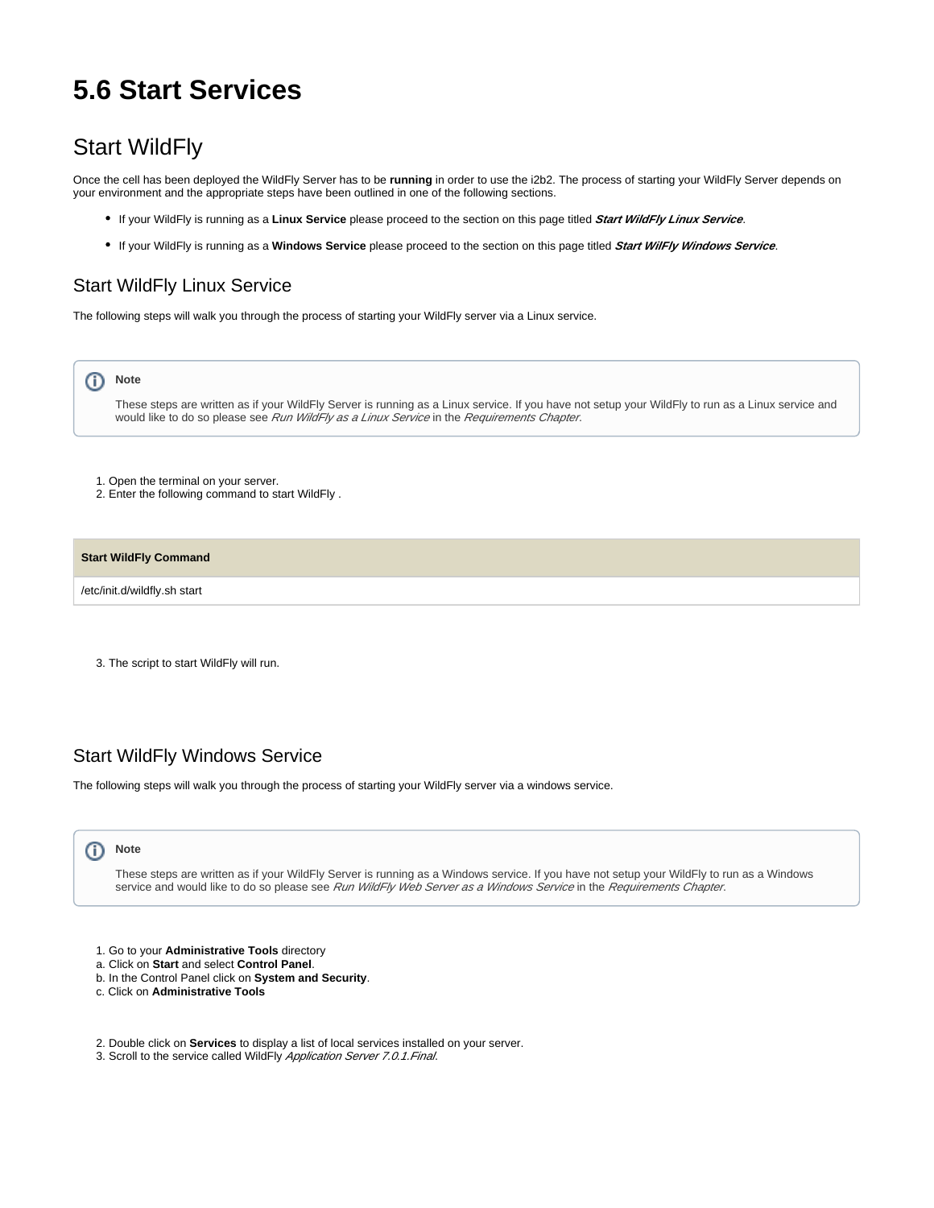# 5.6 Start Services

## Start WildFly

Once the cell has been deployed the WildFly Server has to be **running** in order to use the i2b2. The process of starting your WildFly Server depends on your environment and the appropriate steps have been outlined in one of the following sections.

- If your WildFly is running as a **Linux Service** please proceed to the section on this page titled ***Start WildFly Linux Service***.
- If your WildFly is running as a **Windows Service** please proceed to the section on this page titled ***Start WilFly Windows Service***.

### Start WildFly Linux Service

The following steps will walk you through the process of starting your WildFly server via a Linux service.

> **Note**
>
> These steps are written as if your WildFly Server is running as a Linux service. If you have not setup your WildFly to run as a Linux service and would like to do so please see *Run WildFly as a Linux Service* in the *Requirements Chapter*.

1. Open the terminal on your server.
2. Enter the following command to start WildFly .

**Start WildFly Command**

```
/etc/init.d/wildfly.sh start
```

3. The script to start WildFly will run.

### Start WildFly Windows Service

The following steps will walk you through the process of starting your WildFly server via a windows service.

> **Note**
>
> These steps are written as if your WildFly Server is running as a Windows service. If you have not setup your WildFly to run as a Windows service and would like to do so please see *Run WildFly Web Server as a Windows Service* in the *Requirements Chapter*.

1. Go to your **Administrative Tools** directory
   a. Click on **Start** and select **Control Panel**.
   b. In the Control Panel click on **System and Security**.
   c. Click on **Administrative Tools**

2. Double click on **Services** to display a list of local services installed on your server.
3. Scroll to the service called WildFly *Application Server 7.0.1.Final*.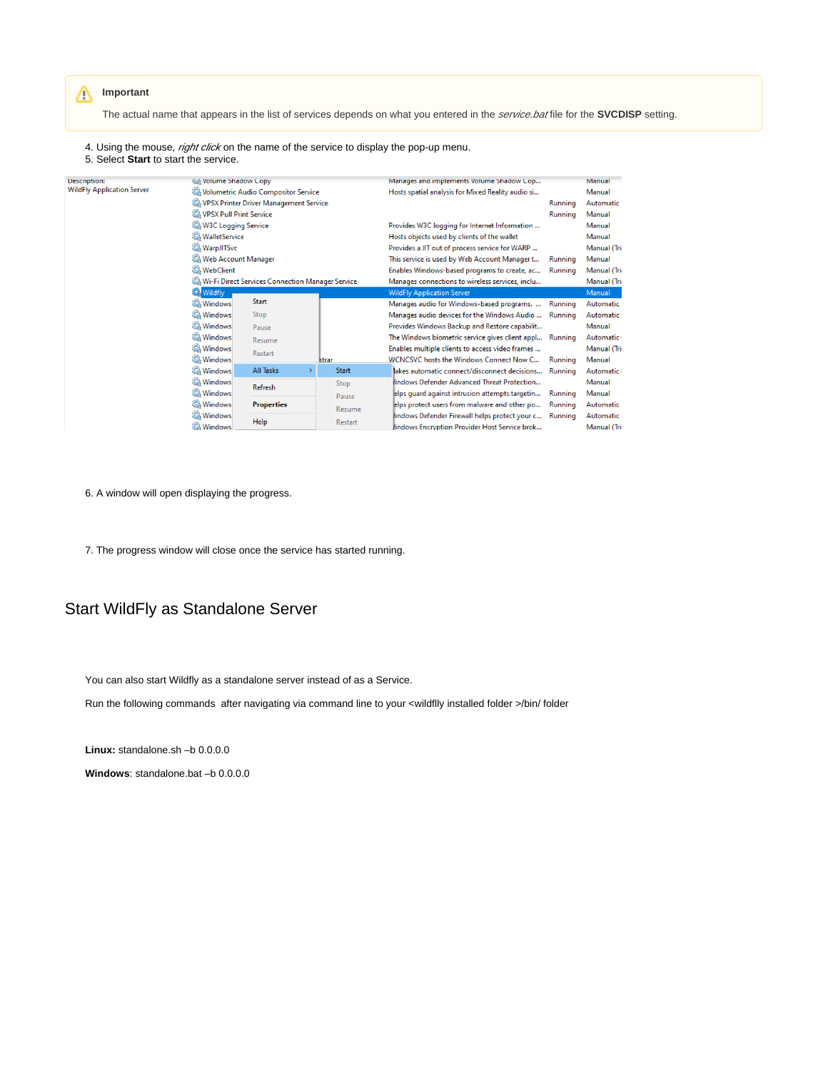> **Important**
>
> The actual name that appears in the list of services depends on what you entered in the *service.bat* file for the **SVCDISP** setting.

4. Using the mouse, *right click* on the name of the service to display the pop-up menu.
5. Select **Start** to start the service.

6. A window will open displaying the progress.

7. The progress window will close once the service has started running.

## Start WildFly as Standalone Server

You can also start Wildfly as a standalone server instead of as a Service.

Run the following commands after navigating via command line to your <wildflly installed folder >/bin/ folder

**Linux:** standalone.sh –b 0.0.0.0

**Windows**: standalone.bat –b 0.0.0.0